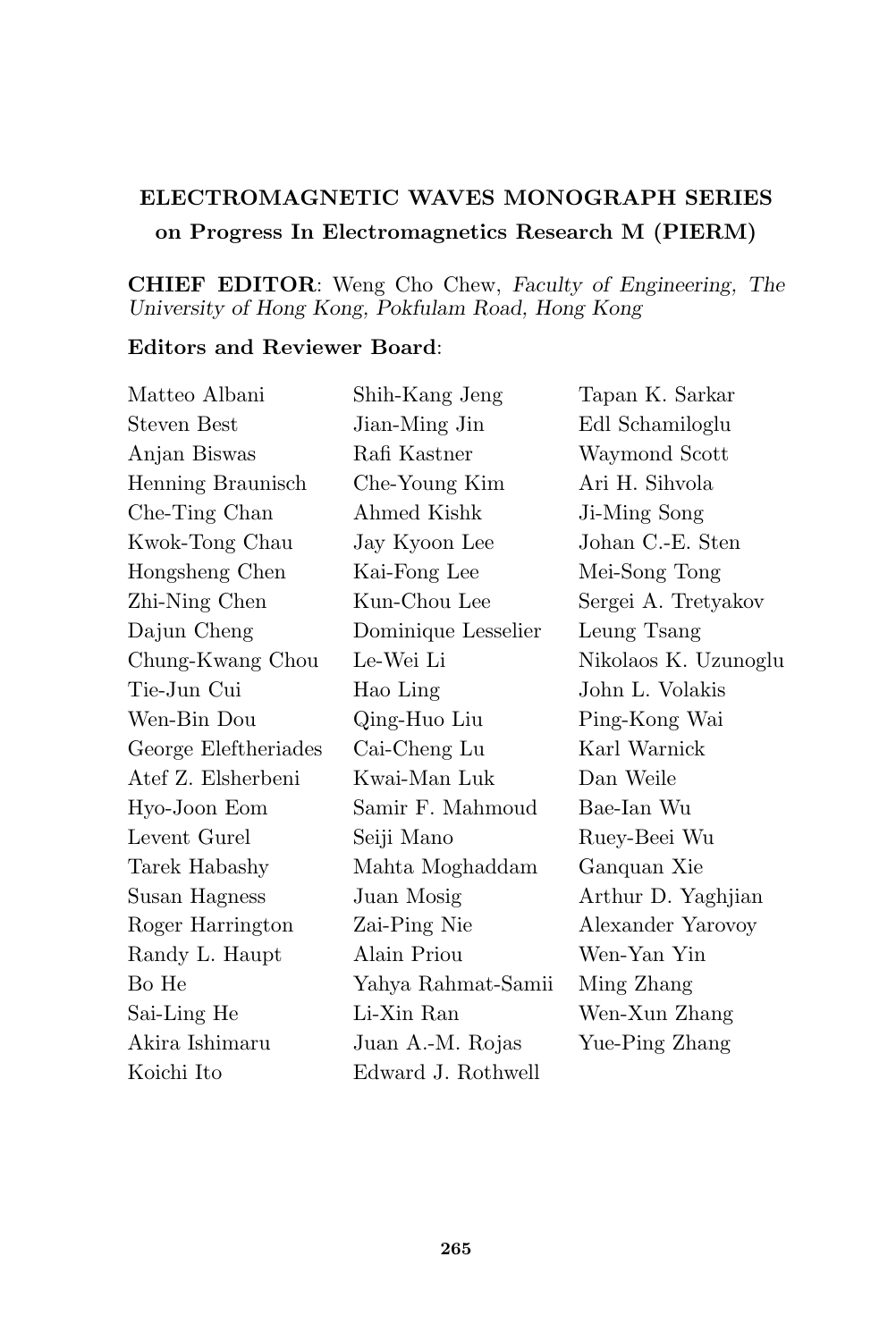**ELECTROMAGNETIC WAVES MONOGRAPH SERIES**
**on Progress In Electromagnetics Research M (PIERM)**

**CHIEF EDITOR**: Weng Cho Chew, *Faculty of Engineering, The University of Hong Kong, Pokfulam Road, Hong Kong*

**Editors and Reviewer Board**:

Matteo Albani
Steven Best
Anjan Biswas
Henning Braunisch
Che-Ting Chan
Kwok-Tong Chau
Hongsheng Chen
Zhi-Ning Chen
Dajun Cheng
Chung-Kwang Chou
Tie-Jun Cui
Wen-Bin Dou
George Eleftheriades
Atef Z. Elsherbeni
Hyo-Joon Eom
Levent Gurel
Tarek Habashy
Susan Hagness
Roger Harrington
Randy L. Haupt
Bo He
Sai-Ling He
Akira Ishimaru
Koichi Ito
Shih-Kang Jeng
Jian-Ming Jin
Rafi Kastner
Che-Young Kim
Ahmed Kishk
Jay Kyoon Lee
Kai-Fong Lee
Kun-Chou Lee
Dominique Lesselier
Le-Wei Li
Hao Ling
Qing-Huo Liu
Cai-Cheng Lu
Kwai-Man Luk
Samir F. Mahmoud
Seiji Mano
Mahta Moghaddam
Juan Mosig
Zai-Ping Nie
Alain Priou
Yahya Rahmat-Samii
Li-Xin Ran
Juan A.-M. Rojas
Edward J. Rothwell
Tapan K. Sarkar
Edl Schamiloglu
Waymond Scott
Ari H. Sihvola
Ji-Ming Song
Johan C.-E. Sten
Mei-Song Tong
Sergei A. Tretyakov
Leung Tsang
Nikolaos K. Uzunoglu
John L. Volakis
Ping-Kong Wai
Karl Warnick
Dan Weile
Bae-Ian Wu
Ruey-Beei Wu
Ganquan Xie
Arthur D. Yaghjian
Alexander Yarovoy
Wen-Yan Yin
Ming Zhang
Wen-Xun Zhang
Yue-Ping Zhang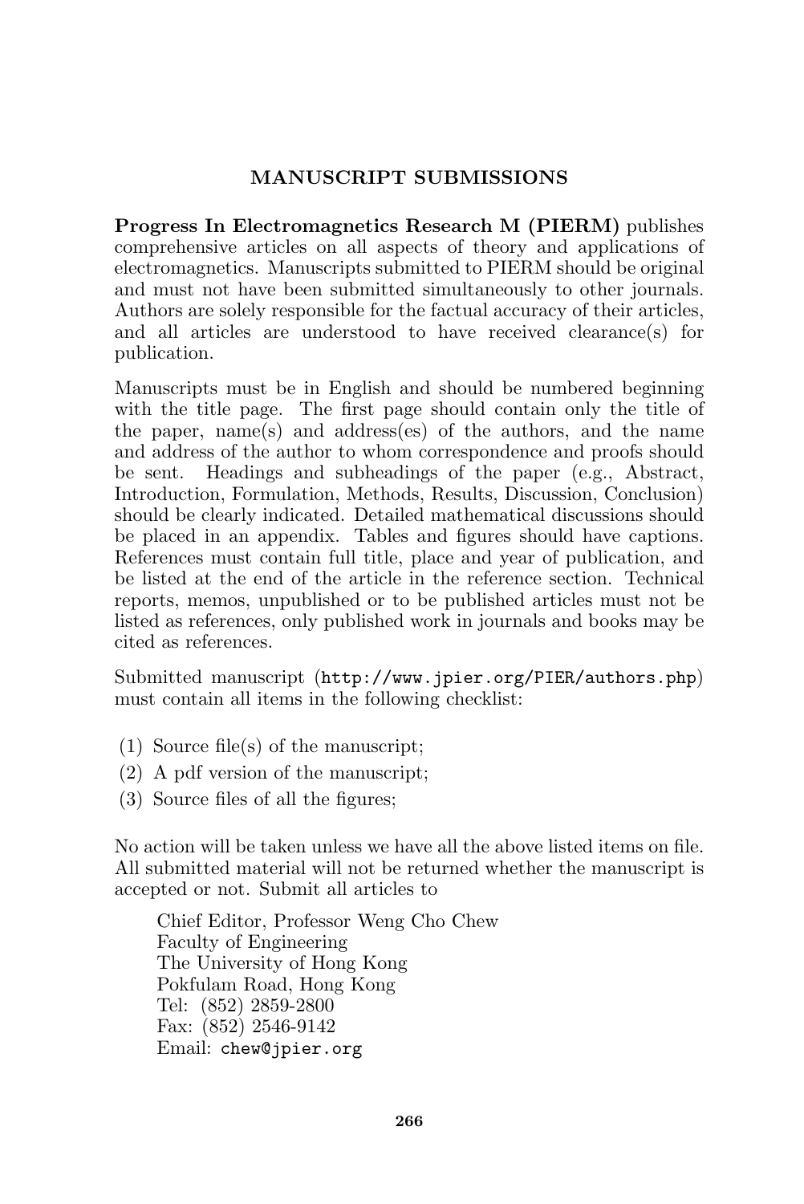# MANUSCRIPT SUBMISSIONS

**Progress In Electromagnetics Research M (PIERM)** publishes comprehensive articles on all aspects of theory and applications of electromagnetics. Manuscripts submitted to PIERM should be original and must not have been submitted simultaneously to other journals. Authors are solely responsible for the factual accuracy of their articles, and all articles are understood to have received clearance(s) for publication.

Manuscripts must be in English and should be numbered beginning with the title page. The first page should contain only the title of the paper, name(s) and address(es) of the authors, and the name and address of the author to whom correspondence and proofs should be sent. Headings and subheadings of the paper (e.g., Abstract, Introduction, Formulation, Methods, Results, Discussion, Conclusion) should be clearly indicated. Detailed mathematical discussions should be placed in an appendix. Tables and figures should have captions. References must contain full title, place and year of publication, and be listed at the end of the article in the reference section. Technical reports, memos, unpublished or to be published articles must not be listed as references, only published work in journals and books may be cited as references.

Submitted manuscript (`http://www.jpier.org/PIER/authors.php`) must contain all items in the following checklist:

(1) Source file(s) of the manuscript;
(2) A pdf version of the manuscript;
(3) Source files of all the figures;

No action will be taken unless we have all the above listed items on file. All submitted material will not be returned whether the manuscript is accepted or not. Submit all articles to

Chief Editor, Professor Weng Cho Chew
Faculty of Engineering
The University of Hong Kong
Pokfulam Road, Hong Kong
Tel: (852) 2859-2800
Fax: (852) 2546-9142
Email: `chew@jpier.org`